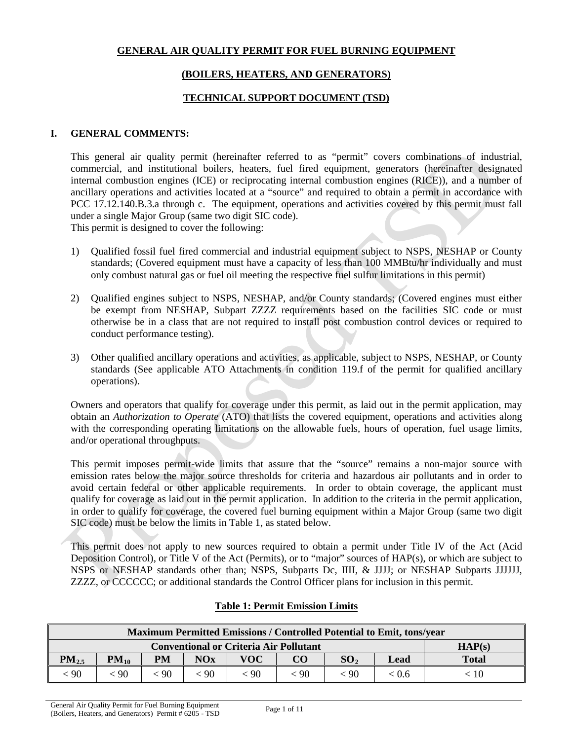# GENERAL AIR QUALITY PERMIT FOR FUEL BURNING EQUIPMENT

## (BOILERS, HEATERS, AND GENERATORS)

## TECHNICAL SUPPORT DOCUMENT (TSD)

## I. GENERAL COMMENTS:

This general air quality permit (hereinafter referred to as "permit" covers combinations of industrial, commercial, and institutional boilers, heaters, fuel fired equipment, generators (hereinafter designated internal combustion engines (ICE) or reciprocating internal combustion engines (RICE)), and a number of ancillary operations and activities located at a "source" and required to obtain a permit in accordance with PCC 17.12.140.B.3.a through c. The equipment, operations and activities covered by this permit must fall under a single Major Group (same two digit SIC code).
This permit is designed to cover the following:

1) Qualified fossil fuel fired commercial and industrial equipment subject to NSPS, NESHAP or County standards; (Covered equipment must have a capacity of less than 100 MMBtu/hr individually and must only combust natural gas or fuel oil meeting the respective fuel sulfur limitations in this permit)

2) Qualified engines subject to NSPS, NESHAP, and/or County standards; (Covered engines must either be exempt from NESHAP, Subpart ZZZZ requirements based on the facilities SIC code or must otherwise be in a class that are not required to install post combustion control devices or required to conduct performance testing).

3) Other qualified ancillary operations and activities, as applicable, subject to NSPS, NESHAP, or County standards (See applicable ATO Attachments in condition 119.f of the permit for qualified ancillary operations).

Owners and operators that qualify for coverage under this permit, as laid out in the permit application, may obtain an *Authorization to Operate* (ATO) that lists the covered equipment, operations and activities along with the corresponding operating limitations on the allowable fuels, hours of operation, fuel usage limits, and/or operational throughputs.

This permit imposes permit-wide limits that assure that the "source" remains a non-major source with emission rates below the major source thresholds for criteria and hazardous air pollutants and in order to avoid certain federal or other applicable requirements. In order to obtain coverage, the applicant must qualify for coverage as laid out in the permit application. In addition to the criteria in the permit application, in order to qualify for coverage, the covered fuel burning equipment within a Major Group (same two digit SIC code) must be below the limits in Table 1, as stated below.

This permit does not apply to new sources required to obtain a permit under Title IV of the Act (Acid Deposition Control), or Title V of the Act (Permits), or to "major" sources of HAP(s), or which are subject to NSPS or NESHAP standards <u>other than;</u> NSPS, Subparts Dc, IIII, & JJJJ; or NESHAP Subparts JJJJJJ, ZZZZ, or CCCCCC; or additional standards the Control Officer plans for inclusion in this permit.

**Table 1: Permit Emission Limits**

| Maximum Permitted Emissions / Controlled Potential to Emit, tons/year | | | | | | | | |
|---|---|---|---|---|---|---|---|---|
| Conventional or Criteria Air Pollutant | | | | | | | | HAP(s) |
| $PM_{2.5}$ | $PM_{10}$ | PM | NOx | VOC | CO | $SO_2$ | Lead | Total |
| < 90 | < 90 | < 90 | < 90 | < 90 | < 90 | < 90 | < 0.6 | < 10 |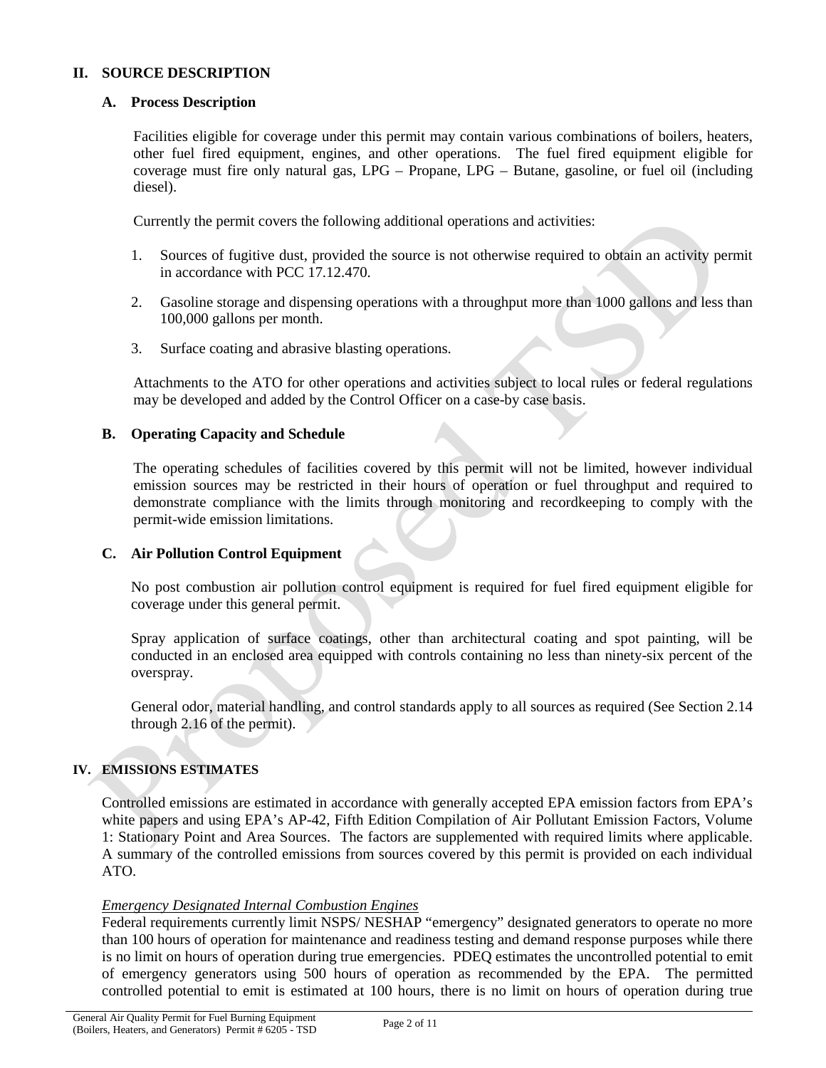## II. SOURCE DESCRIPTION

### A. Process Description

Facilities eligible for coverage under this permit may contain various combinations of boilers, heaters, other fuel fired equipment, engines, and other operations. The fuel fired equipment eligible for coverage must fire only natural gas, LPG – Propane, LPG – Butane, gasoline, or fuel oil (including diesel).

Currently the permit covers the following additional operations and activities:

1. Sources of fugitive dust, provided the source is not otherwise required to obtain an activity permit in accordance with PCC 17.12.470.
2. Gasoline storage and dispensing operations with a throughput more than 1000 gallons and less than 100,000 gallons per month.
3. Surface coating and abrasive blasting operations.

Attachments to the ATO for other operations and activities subject to local rules or federal regulations may be developed and added by the Control Officer on a case-by case basis.

### B. Operating Capacity and Schedule

The operating schedules of facilities covered by this permit will not be limited, however individual emission sources may be restricted in their hours of operation or fuel throughput and required to demonstrate compliance with the limits through monitoring and recordkeeping to comply with the permit-wide emission limitations.

### C. Air Pollution Control Equipment

No post combustion air pollution control equipment is required for fuel fired equipment eligible for coverage under this general permit.

Spray application of surface coatings, other than architectural coating and spot painting, will be conducted in an enclosed area equipped with controls containing no less than ninety-six percent of the overspray.

General odor, material handling, and control standards apply to all sources as required (See Section 2.14 through 2.16 of the permit).

## IV. EMISSIONS ESTIMATES

Controlled emissions are estimated in accordance with generally accepted EPA emission factors from EPA's white papers and using EPA's AP-42, Fifth Edition Compilation of Air Pollutant Emission Factors, Volume 1: Stationary Point and Area Sources. The factors are supplemented with required limits where applicable. A summary of the controlled emissions from sources covered by this permit is provided on each individual ATO.

*Emergency Designated Internal Combustion Engines*

Federal requirements currently limit NSPS/ NESHAP "emergency" designated generators to operate no more than 100 hours of operation for maintenance and readiness testing and demand response purposes while there is no limit on hours of operation during true emergencies. PDEQ estimates the uncontrolled potential to emit of emergency generators using 500 hours of operation as recommended by the EPA. The permitted controlled potential to emit is estimated at 100 hours, there is no limit on hours of operation during true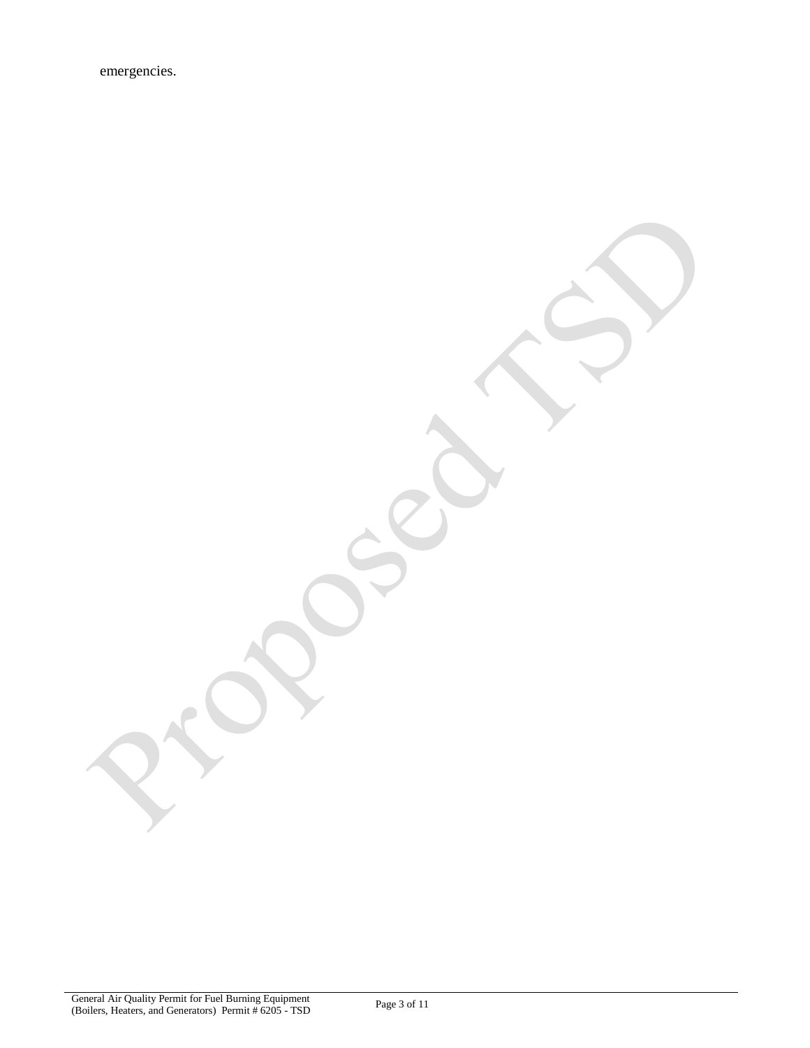emergencies.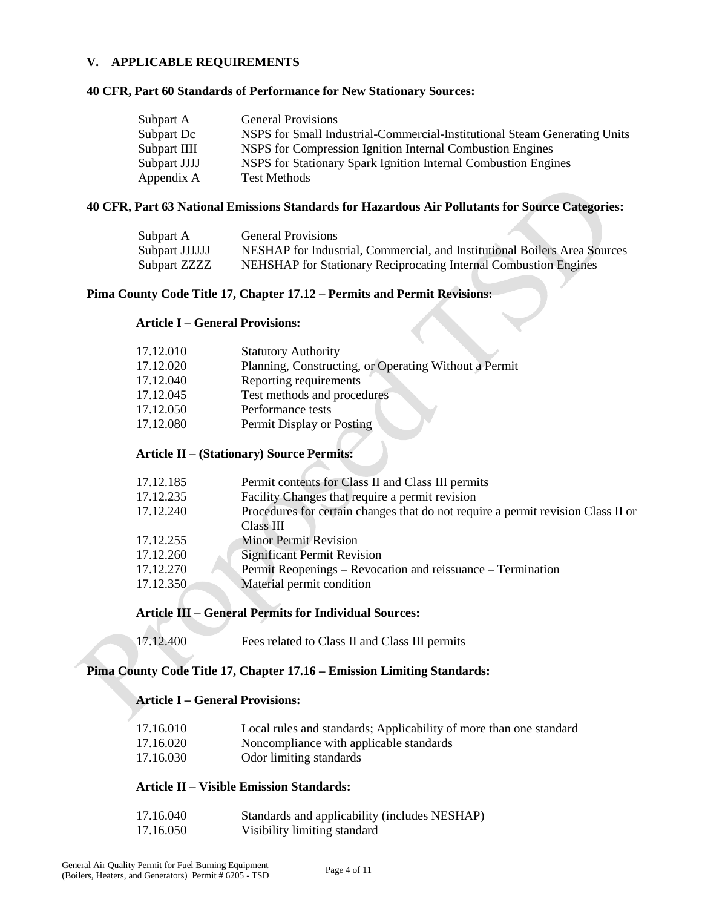## V. APPLICABLE REQUIREMENTS

### 40 CFR, Part 60 Standards of Performance for New Stationary Sources:

| | |
|---|---|
| Subpart A | General Provisions |
| Subpart Dc | NSPS for Small Industrial-Commercial-Institutional Steam Generating Units |
| Subpart IIII | NSPS for Compression Ignition Internal Combustion Engines |
| Subpart JJJJ | NSPS for Stationary Spark Ignition Internal Combustion Engines |
| Appendix A | Test Methods |

### 40 CFR, Part 63 National Emissions Standards for Hazardous Air Pollutants for Source Categories:

| | |
|---|---|
| Subpart A | General Provisions |
| Subpart JJJJJJ | NESHAP for Industrial, Commercial, and Institutional Boilers Area Sources |
| Subpart ZZZZ | NEHSHAP for Stationary Reciprocating Internal Combustion Engines |

### Pima County Code Title 17, Chapter 17.12 – Permits and Permit Revisions:

#### Article I – General Provisions:

| | |
|---|---|
| 17.12.010 | Statutory Authority |
| 17.12.020 | Planning, Constructing, or Operating Without a Permit |
| 17.12.040 | Reporting requirements |
| 17.12.045 | Test methods and procedures |
| 17.12.050 | Performance tests |
| 17.12.080 | Permit Display or Posting |

#### Article II – (Stationary) Source Permits:

| | |
|---|---|
| 17.12.185 | Permit contents for Class II and Class III permits |
| 17.12.235 | Facility Changes that require a permit revision |
| 17.12.240 | Procedures for certain changes that do not require a permit revision Class II or Class III |
| 17.12.255 | Minor Permit Revision |
| 17.12.260 | Significant Permit Revision |
| 17.12.270 | Permit Reopenings – Revocation and reissuance – Termination |
| 17.12.350 | Material permit condition |

#### Article III – General Permits for Individual Sources:

| | |
|---|---|
| 17.12.400 | Fees related to Class II and Class III permits |

### Pima County Code Title 17, Chapter 17.16 – Emission Limiting Standards:

#### Article I – General Provisions:

| | |
|---|---|
| 17.16.010 | Local rules and standards; Applicability of more than one standard |
| 17.16.020 | Noncompliance with applicable standards |
| 17.16.030 | Odor limiting standards |

#### Article II – Visible Emission Standards:

| | |
|---|---|
| 17.16.040 | Standards and applicability (includes NESHAP) |
| 17.16.050 | Visibility limiting standard |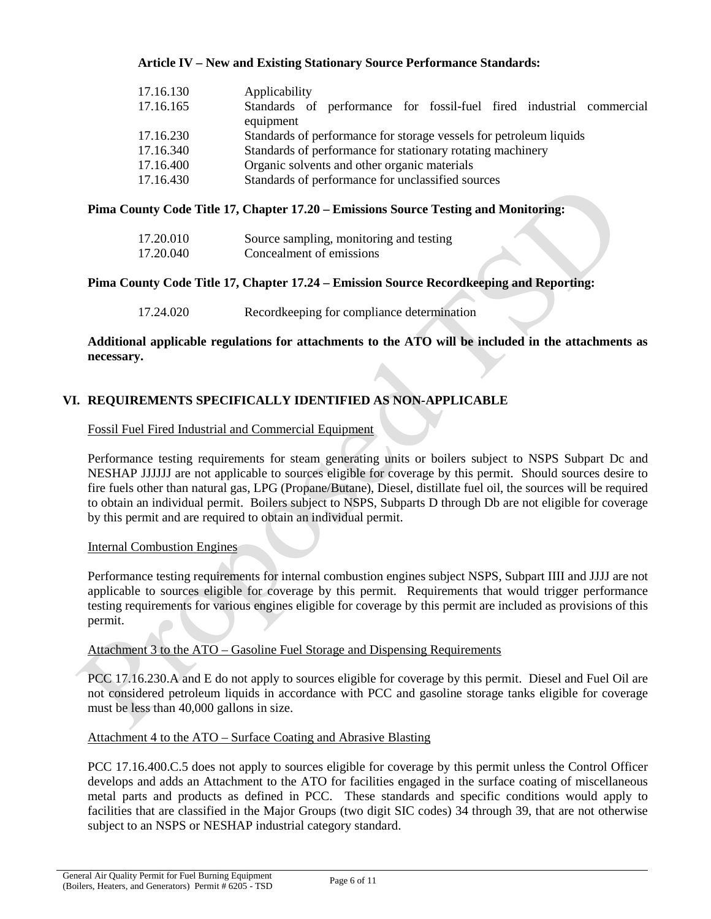**Article IV – New and Existing Stationary Source Performance Standards:**

| | |
|---|---|
| 17.16.130 | Applicability |
| 17.16.165 | Standards of performance for fossil-fuel fired industrial commercial equipment |
| 17.16.230 | Standards of performance for storage vessels for petroleum liquids |
| 17.16.340 | Standards of performance for stationary rotating machinery |
| 17.16.400 | Organic solvents and other organic materials |
| 17.16.430 | Standards of performance for unclassified sources |

**Pima County Code Title 17, Chapter 17.20 – Emissions Source Testing and Monitoring:**

| | |
|---|---|
| 17.20.010 | Source sampling, monitoring and testing |
| 17.20.040 | Concealment of emissions |

**Pima County Code Title 17, Chapter 17.24 – Emission Source Recordkeeping and Reporting:**

| | |
|---|---|
| 17.24.020 | Recordkeeping for compliance determination |

**Additional applicable regulations for attachments to the ATO will be included in the attachments as necessary.**

## VI. REQUIREMENTS SPECIFICALLY IDENTIFIED AS NON-APPLICABLE

Fossil Fuel Fired Industrial and Commercial Equipment

Performance testing requirements for steam generating units or boilers subject to NSPS Subpart Dc and NESHAP JJJJJJ are not applicable to sources eligible for coverage by this permit. Should sources desire to fire fuels other than natural gas, LPG (Propane/Butane), Diesel, distillate fuel oil, the sources will be required to obtain an individual permit. Boilers subject to NSPS, Subparts D through Db are not eligible for coverage by this permit and are required to obtain an individual permit.

Internal Combustion Engines

Performance testing requirements for internal combustion engines subject NSPS, Subpart IIII and JJJJ are not applicable to sources eligible for coverage by this permit. Requirements that would trigger performance testing requirements for various engines eligible for coverage by this permit are included as provisions of this permit.

Attachment 3 to the ATO – Gasoline Fuel Storage and Dispensing Requirements

PCC 17.16.230.A and E do not apply to sources eligible for coverage by this permit. Diesel and Fuel Oil are not considered petroleum liquids in accordance with PCC and gasoline storage tanks eligible for coverage must be less than 40,000 gallons in size.

Attachment 4 to the ATO – Surface Coating and Abrasive Blasting

PCC 17.16.400.C.5 does not apply to sources eligible for coverage by this permit unless the Control Officer develops and adds an Attachment to the ATO for facilities engaged in the surface coating of miscellaneous metal parts and products as defined in PCC. These standards and specific conditions would apply to facilities that are classified in the Major Groups (two digit SIC codes) 34 through 39, that are not otherwise subject to an NSPS or NESHAP industrial category standard.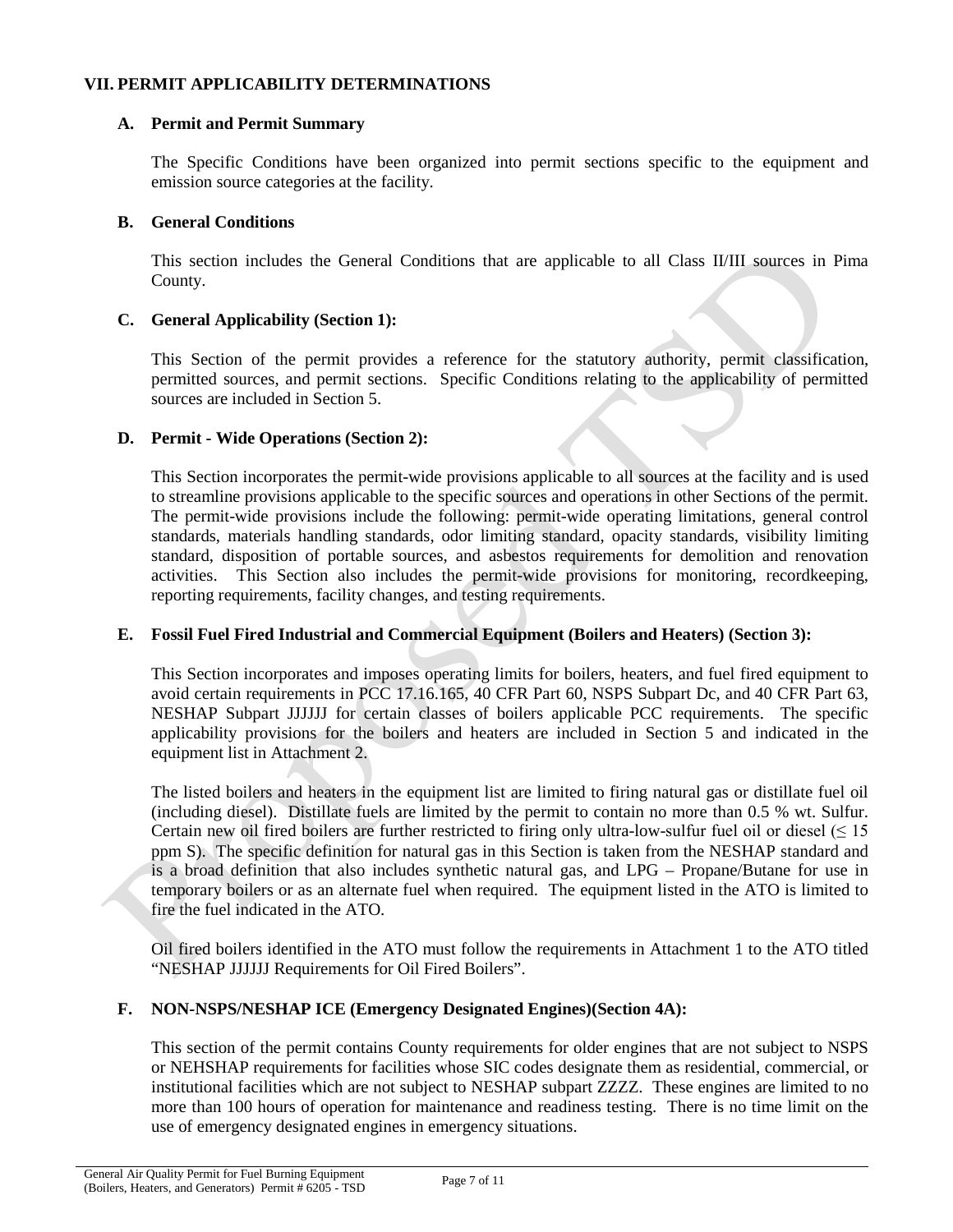## VII. PERMIT APPLICABILITY DETERMINATIONS

### A. Permit and Permit Summary

The Specific Conditions have been organized into permit sections specific to the equipment and emission source categories at the facility.

### B. General Conditions

This section includes the General Conditions that are applicable to all Class II/III sources in Pima County.

### C. General Applicability (Section 1):

This Section of the permit provides a reference for the statutory authority, permit classification, permitted sources, and permit sections. Specific Conditions relating to the applicability of permitted sources are included in Section 5.

### D. Permit - Wide Operations (Section 2):

This Section incorporates the permit-wide provisions applicable to all sources at the facility and is used to streamline provisions applicable to the specific sources and operations in other Sections of the permit. The permit-wide provisions include the following: permit-wide operating limitations, general control standards, materials handling standards, odor limiting standard, opacity standards, visibility limiting standard, disposition of portable sources, and asbestos requirements for demolition and renovation activities. This Section also includes the permit-wide provisions for monitoring, recordkeeping, reporting requirements, facility changes, and testing requirements.

### E. Fossil Fuel Fired Industrial and Commercial Equipment (Boilers and Heaters) (Section 3):

This Section incorporates and imposes operating limits for boilers, heaters, and fuel fired equipment to avoid certain requirements in PCC 17.16.165, 40 CFR Part 60, NSPS Subpart Dc, and 40 CFR Part 63, NESHAP Subpart JJJJJJ for certain classes of boilers applicable PCC requirements. The specific applicability provisions for the boilers and heaters are included in Section 5 and indicated in the equipment list in Attachment 2.

The listed boilers and heaters in the equipment list are limited to firing natural gas or distillate fuel oil (including diesel). Distillate fuels are limited by the permit to contain no more than 0.5 % wt. Sulfur. Certain new oil fired boilers are further restricted to firing only ultra-low-sulfur fuel oil or diesel ($\leq$ 15 ppm S). The specific definition for natural gas in this Section is taken from the NESHAP standard and is a broad definition that also includes synthetic natural gas, and LPG – Propane/Butane for use in temporary boilers or as an alternate fuel when required. The equipment listed in the ATO is limited to fire the fuel indicated in the ATO.

Oil fired boilers identified in the ATO must follow the requirements in Attachment 1 to the ATO titled "NESHAP JJJJJJ Requirements for Oil Fired Boilers".

### F. NON-NSPS/NESHAP ICE (Emergency Designated Engines)(Section 4A):

This section of the permit contains County requirements for older engines that are not subject to NSPS or NEHSHAP requirements for facilities whose SIC codes designate them as residential, commercial, or institutional facilities which are not subject to NESHAP subpart ZZZZ. These engines are limited to no more than 100 hours of operation for maintenance and readiness testing. There is no time limit on the use of emergency designated engines in emergency situations.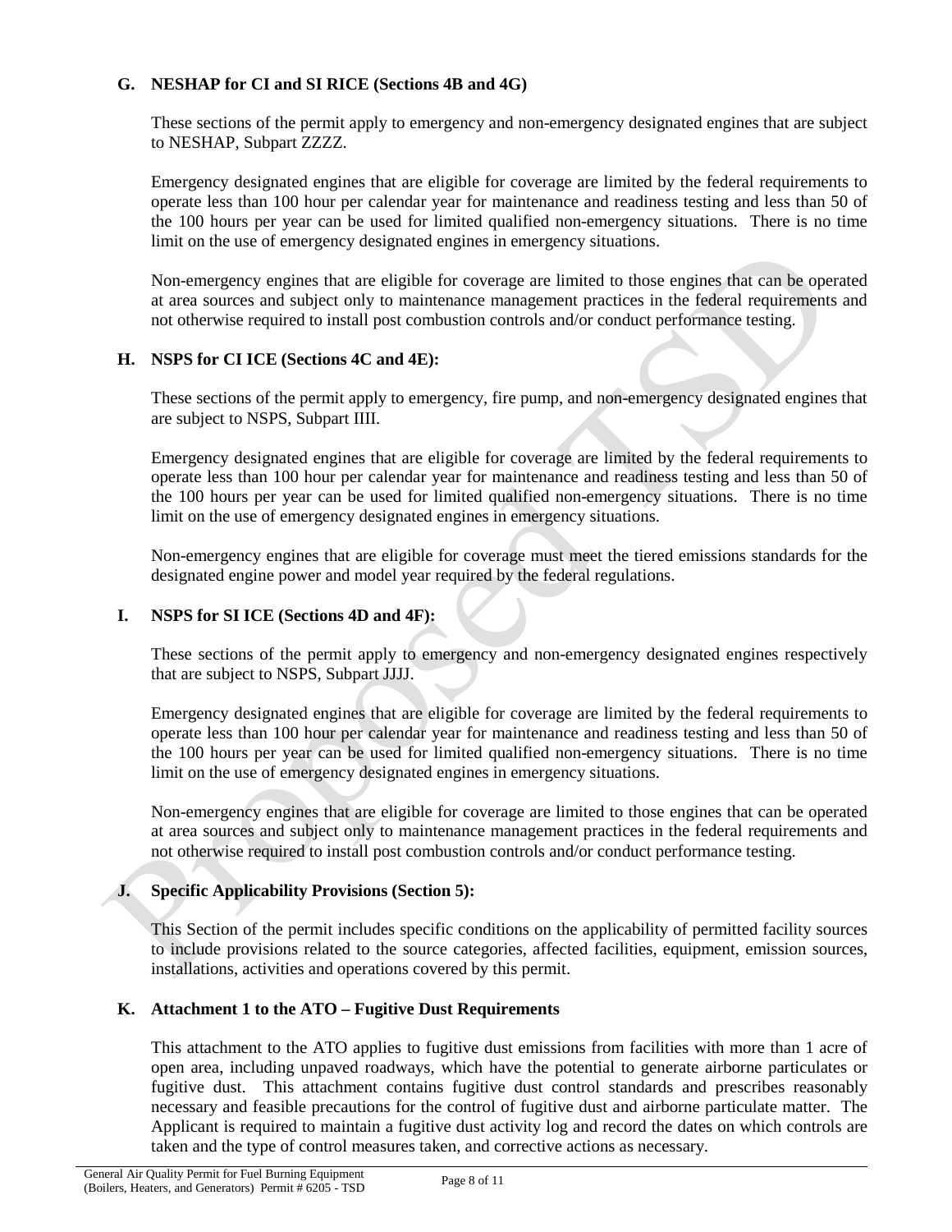### G. NESHAP for CI and SI RICE (Sections 4B and 4G)

These sections of the permit apply to emergency and non-emergency designated engines that are subject to NESHAP, Subpart ZZZZ.

Emergency designated engines that are eligible for coverage are limited by the federal requirements to operate less than 100 hour per calendar year for maintenance and readiness testing and less than 50 of the 100 hours per year can be used for limited qualified non-emergency situations. There is no time limit on the use of emergency designated engines in emergency situations.

Non-emergency engines that are eligible for coverage are limited to those engines that can be operated at area sources and subject only to maintenance management practices in the federal requirements and not otherwise required to install post combustion controls and/or conduct performance testing.

### H. NSPS for CI ICE (Sections 4C and 4E):

These sections of the permit apply to emergency, fire pump, and non-emergency designated engines that are subject to NSPS, Subpart IIII.

Emergency designated engines that are eligible for coverage are limited by the federal requirements to operate less than 100 hour per calendar year for maintenance and readiness testing and less than 50 of the 100 hours per year can be used for limited qualified non-emergency situations. There is no time limit on the use of emergency designated engines in emergency situations.

Non-emergency engines that are eligible for coverage must meet the tiered emissions standards for the designated engine power and model year required by the federal regulations.

### I. NSPS for SI ICE (Sections 4D and 4F):

These sections of the permit apply to emergency and non-emergency designated engines respectively that are subject to NSPS, Subpart JJJJ.

Emergency designated engines that are eligible for coverage are limited by the federal requirements to operate less than 100 hour per calendar year for maintenance and readiness testing and less than 50 of the 100 hours per year can be used for limited qualified non-emergency situations. There is no time limit on the use of emergency designated engines in emergency situations.

Non-emergency engines that are eligible for coverage are limited to those engines that can be operated at area sources and subject only to maintenance management practices in the federal requirements and not otherwise required to install post combustion controls and/or conduct performance testing.

### J. Specific Applicability Provisions (Section 5):

This Section of the permit includes specific conditions on the applicability of permitted facility sources to include provisions related to the source categories, affected facilities, equipment, emission sources, installations, activities and operations covered by this permit.

### K. Attachment 1 to the ATO – Fugitive Dust Requirements

This attachment to the ATO applies to fugitive dust emissions from facilities with more than 1 acre of open area, including unpaved roadways, which have the potential to generate airborne particulates or fugitive dust. This attachment contains fugitive dust control standards and prescribes reasonably necessary and feasible precautions for the control of fugitive dust and airborne particulate matter. The Applicant is required to maintain a fugitive dust activity log and record the dates on which controls are taken and the type of control measures taken, and corrective actions as necessary.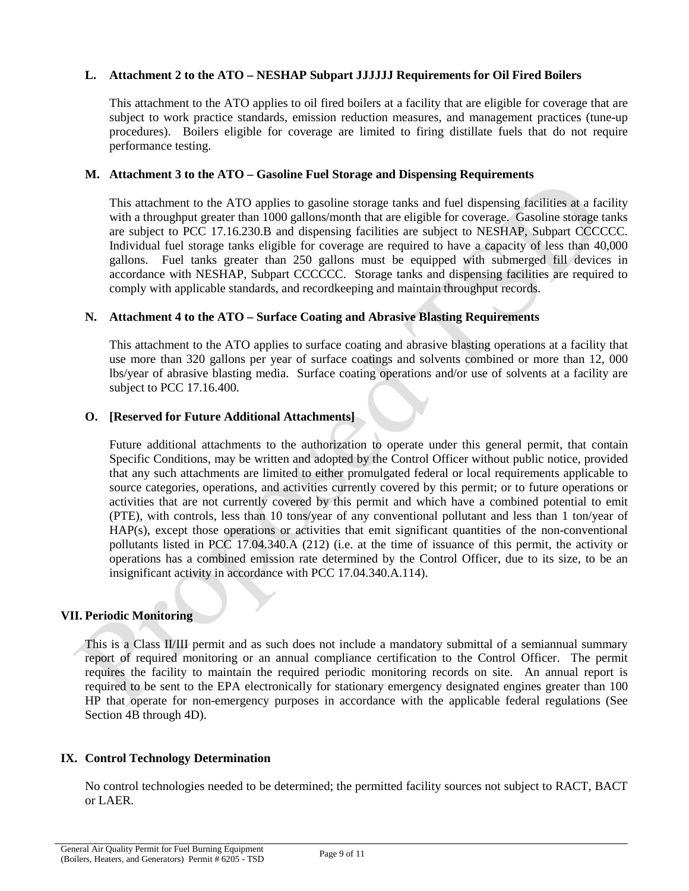### L. Attachment 2 to the ATO – NESHAP Subpart JJJJJJ Requirements for Oil Fired Boilers

This attachment to the ATO applies to oil fired boilers at a facility that are eligible for coverage that are subject to work practice standards, emission reduction measures, and management practices (tune-up procedures). Boilers eligible for coverage are limited to firing distillate fuels that do not require performance testing.

### M. Attachment 3 to the ATO – Gasoline Fuel Storage and Dispensing Requirements

This attachment to the ATO applies to gasoline storage tanks and fuel dispensing facilities at a facility with a throughput greater than 1000 gallons/month that are eligible for coverage. Gasoline storage tanks are subject to PCC 17.16.230.B and dispensing facilities are subject to NESHAP, Subpart CCCCCC. Individual fuel storage tanks eligible for coverage are required to have a capacity of less than 40,000 gallons. Fuel tanks greater than 250 gallons must be equipped with submerged fill devices in accordance with NESHAP, Subpart CCCCCC. Storage tanks and dispensing facilities are required to comply with applicable standards, and recordkeeping and maintain throughput records.

### N. Attachment 4 to the ATO – Surface Coating and Abrasive Blasting Requirements

This attachment to the ATO applies to surface coating and abrasive blasting operations at a facility that use more than 320 gallons per year of surface coatings and solvents combined or more than 12, 000 lbs/year of abrasive blasting media. Surface coating operations and/or use of solvents at a facility are subject to PCC 17.16.400.

### O. [Reserved for Future Additional Attachments]

Future additional attachments to the authorization to operate under this general permit, that contain Specific Conditions, may be written and adopted by the Control Officer without public notice, provided that any such attachments are limited to either promulgated federal or local requirements applicable to source categories, operations, and activities currently covered by this permit; or to future operations or activities that are not currently covered by this permit and which have a combined potential to emit (PTE), with controls, less than 10 tons/year of any conventional pollutant and less than 1 ton/year of HAP(s), except those operations or activities that emit significant quantities of the non-conventional pollutants listed in PCC 17.04.340.A (212) (i.e. at the time of issuance of this permit, the activity or operations has a combined emission rate determined by the Control Officer, due to its size, to be an insignificant activity in accordance with PCC 17.04.340.A.114).

## VII. Periodic Monitoring

This is a Class II/III permit and as such does not include a mandatory submittal of a semiannual summary report of required monitoring or an annual compliance certification to the Control Officer. The permit requires the facility to maintain the required periodic monitoring records on site. An annual report is required to be sent to the EPA electronically for stationary emergency designated engines greater than 100 HP that operate for non-emergency purposes in accordance with the applicable federal regulations (See Section 4B through 4D).

## IX. Control Technology Determination

No control technologies needed to be determined; the permitted facility sources not subject to RACT, BACT or LAER.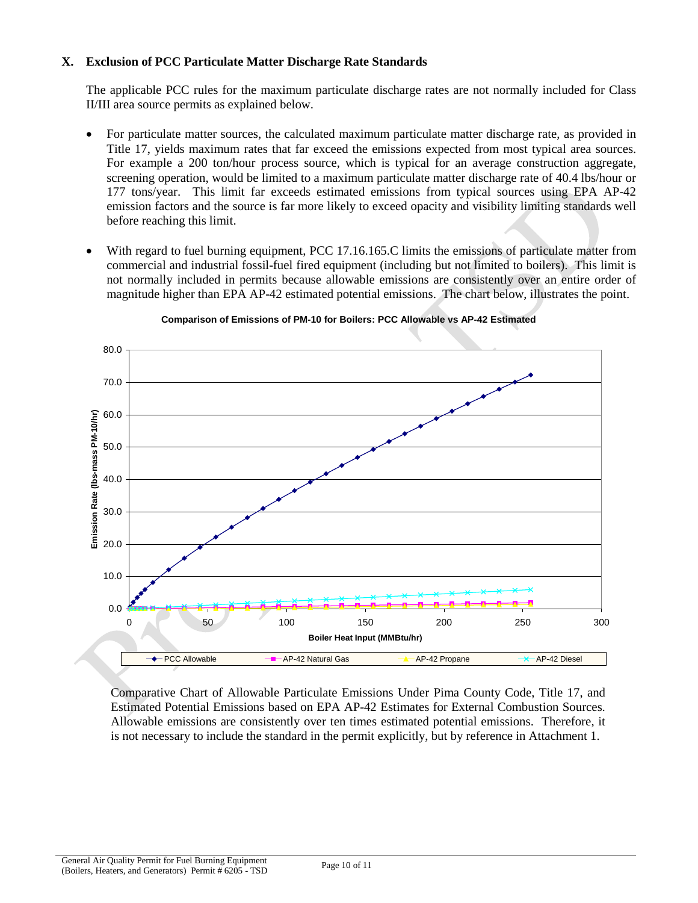## X. Exclusion of PCC Particulate Matter Discharge Rate Standards

The applicable PCC rules for the maximum particulate discharge rates are not normally included for Class II/III area source permits as explained below.

- For particulate matter sources, the calculated maximum particulate matter discharge rate, as provided in Title 17, yields maximum rates that far exceed the emissions expected from most typical area sources. For example a 200 ton/hour process source, which is typical for an average construction aggregate, screening operation, would be limited to a maximum particulate matter discharge rate of 40.4 lbs/hour or 177 tons/year. This limit far exceeds estimated emissions from typical sources using EPA AP-42 emission factors and the source is far more likely to exceed opacity and visibility limiting standards well before reaching this limit.
- With regard to fuel burning equipment, PCC 17.16.165.C limits the emissions of particulate matter from commercial and industrial fossil-fuel fired equipment (including but not limited to boilers). This limit is not normally included in permits because allowable emissions are consistently over an entire order of magnitude higher than EPA AP-42 estimated potential emissions. The chart below, illustrates the point.

**Comparison of Emissions of PM-10 for Boilers: PCC Allowable vs AP-42 Estimated**

Comparative Chart of Allowable Particulate Emissions Under Pima County Code, Title 17, and Estimated Potential Emissions based on EPA AP-42 Estimates for External Combustion Sources. Allowable emissions are consistently over ten times estimated potential emissions. Therefore, it is not necessary to include the standard in the permit explicitly, but by reference in Attachment 1.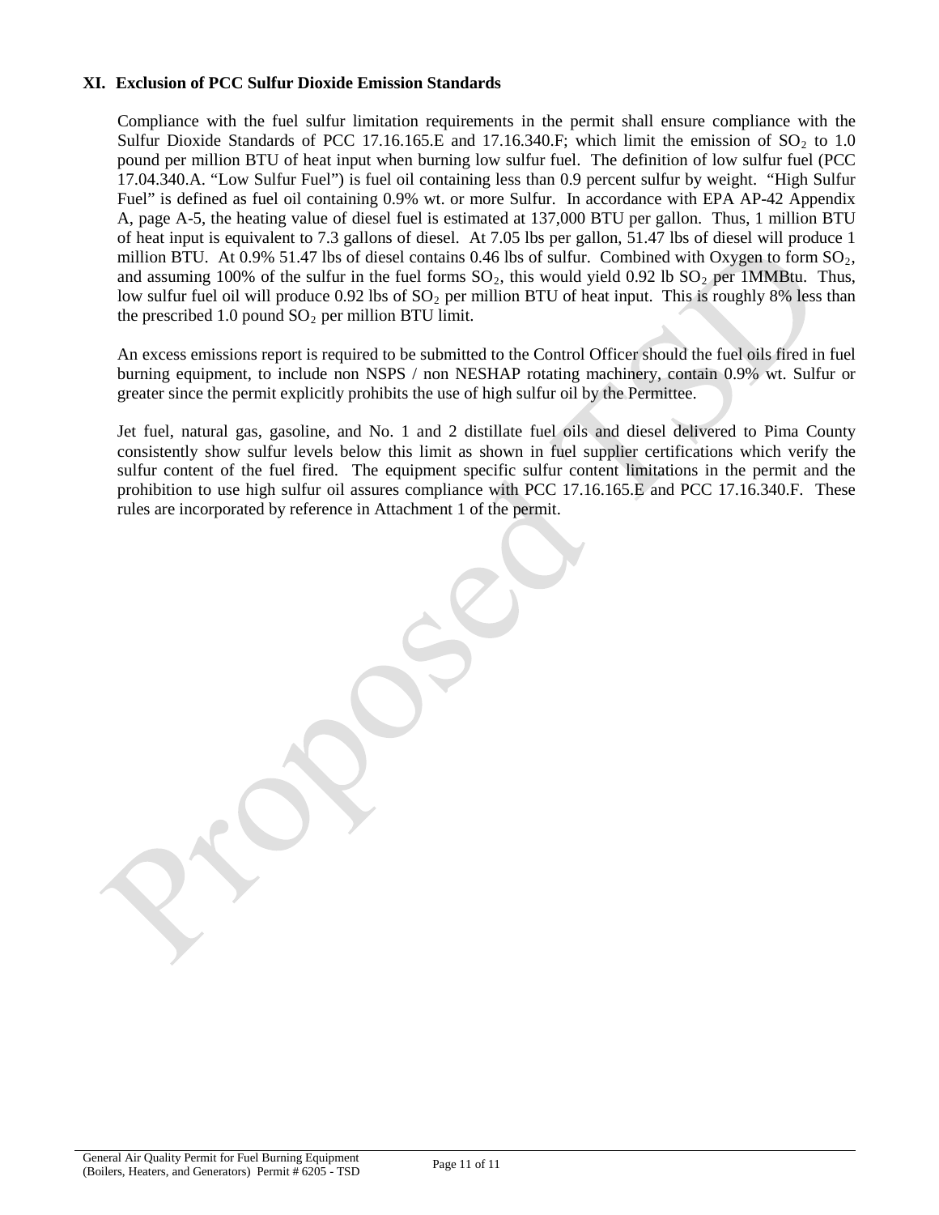## XI. Exclusion of PCC Sulfur Dioxide Emission Standards

Compliance with the fuel sulfur limitation requirements in the permit shall ensure compliance with the Sulfur Dioxide Standards of PCC 17.16.165.E and 17.16.340.F; which limit the emission of $SO_2$ to 1.0 pound per million BTU of heat input when burning low sulfur fuel. The definition of low sulfur fuel (PCC 17.04.340.A. "Low Sulfur Fuel") is fuel oil containing less than 0.9 percent sulfur by weight. "High Sulfur Fuel" is defined as fuel oil containing 0.9% wt. or more Sulfur. In accordance with EPA AP-42 Appendix A, page A-5, the heating value of diesel fuel is estimated at 137,000 BTU per gallon. Thus, 1 million BTU of heat input is equivalent to 7.3 gallons of diesel. At 7.05 lbs per gallon, 51.47 lbs of diesel will produce 1 million BTU. At 0.9% 51.47 lbs of diesel contains 0.46 lbs of sulfur. Combined with Oxygen to form $SO_2$, and assuming 100% of the sulfur in the fuel forms $SO_2$, this would yield 0.92 lb $SO_2$ per 1MMBtu. Thus, low sulfur fuel oil will produce 0.92 lbs of $SO_2$ per million BTU of heat input. This is roughly 8% less than the prescribed 1.0 pound $SO_2$ per million BTU limit.

An excess emissions report is required to be submitted to the Control Officer should the fuel oils fired in fuel burning equipment, to include non NSPS / non NESHAP rotating machinery, contain 0.9% wt. Sulfur or greater since the permit explicitly prohibits the use of high sulfur oil by the Permittee.

Jet fuel, natural gas, gasoline, and No. 1 and 2 distillate fuel oils and diesel delivered to Pima County consistently show sulfur levels below this limit as shown in fuel supplier certifications which verify the sulfur content of the fuel fired. The equipment specific sulfur content limitations in the permit and the prohibition to use high sulfur oil assures compliance with PCC 17.16.165.E and PCC 17.16.340.F. These rules are incorporated by reference in Attachment 1 of the permit.